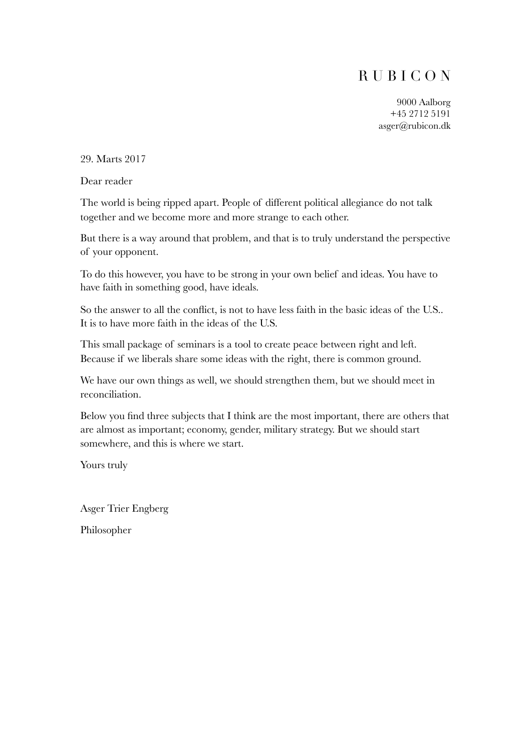# R U B I C O N

9000 Aalborg
+45 2712 5191
asger@rubicon.dk

29. Marts 2017

Dear reader

The world is being ripped apart. People of different political allegiance do not talk together and we become more and more strange to each other.

But there is a way around that problem, and that is to truly understand the perspective of your opponent.

To do this however, you have to be strong in your own belief and ideas. You have to have faith in something good, have ideals.

So the answer to all the conflict, is not to have less faith in the basic ideas of the U.S.. It is to have more faith in the ideas of the U.S.

This small package of seminars is a tool to create peace between right and left. Because if we liberals share some ideas with the right, there is common ground.

We have our own things as well, we should strengthen them, but we should meet in reconciliation.

Below you find three subjects that I think are the most important, there are others that are almost as important; economy, gender, military strategy. But we should start somewhere, and this is where we start.

Yours truly

Asger Trier Engberg

Philosopher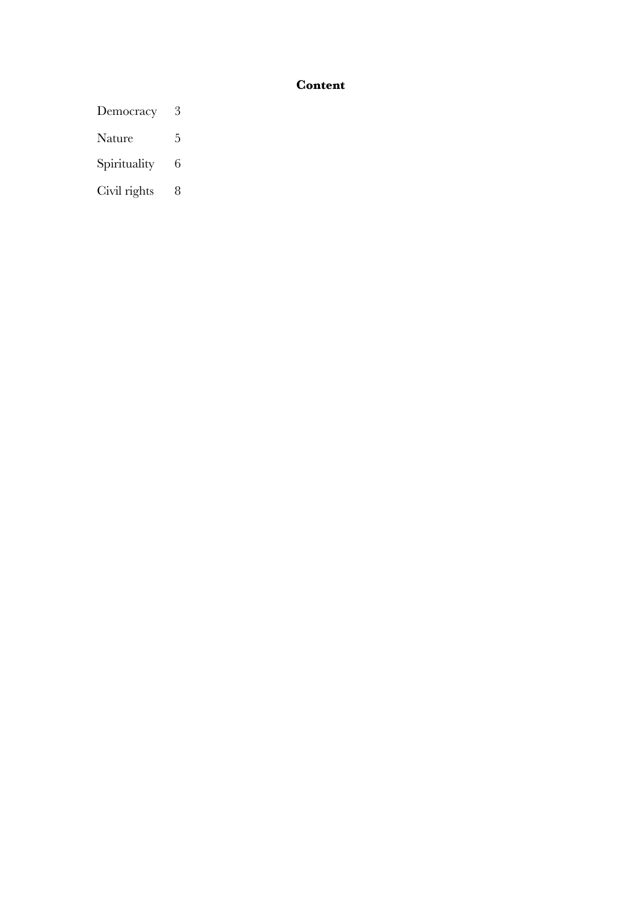# Content

| | |
|---|---|
| Democracy | 3 |
| Nature | 5 |
| Spirituality | 6 |
| Civil rights | 8 |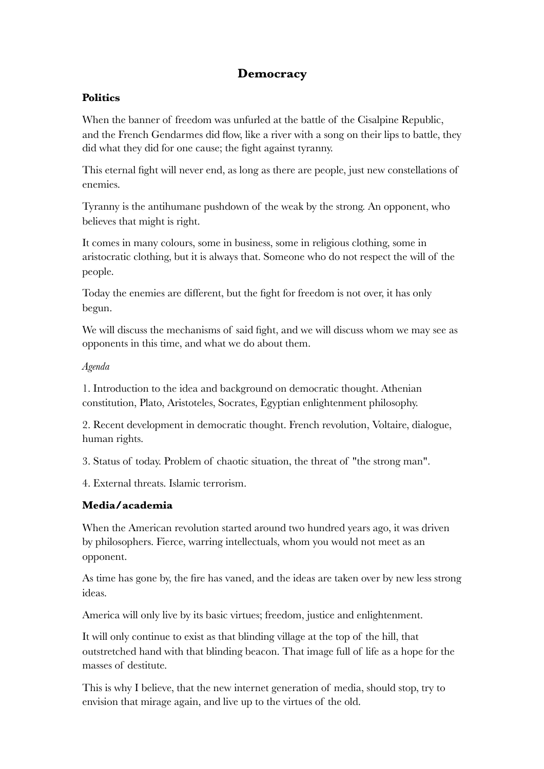# Democracy

## Politics

When the banner of freedom was unfurled at the battle of the Cisalpine Republic, and the French Gendarmes did flow, like a river with a song on their lips to battle, they did what they did for one cause; the fight against tyranny.

This eternal fight will never end, as long as there are people, just new constellations of enemies.

Tyranny is the antihumane pushdown of the weak by the strong. An opponent, who believes that might is right.

It comes in many colours, some in business, some in religious clothing, some in aristocratic clothing, but it is always that. Someone who do not respect the will of the people.

Today the enemies are different, but the fight for freedom is not over, it has only begun.

We will discuss the mechanisms of said fight, and we will discuss whom we may see as opponents in this time, and what we do about them.

*Agenda*

1. Introduction to the idea and background on democratic thought. Athenian constitution, Plato, Aristoteles, Socrates, Egyptian enlightenment philosophy.

2. Recent development in democratic thought. French revolution, Voltaire, dialogue, human rights.

3. Status of today. Problem of chaotic situation, the threat of "the strong man".

4. External threats. Islamic terrorism.

## Media/academia

When the American revolution started around two hundred years ago, it was driven by philosophers. Fierce, warring intellectuals, whom you would not meet as an opponent.

As time has gone by, the fire has vaned, and the ideas are taken over by new less strong ideas.

America will only live by its basic virtues; freedom, justice and enlightenment.

It will only continue to exist as that blinding village at the top of the hill, that outstretched hand with that blinding beacon. That image full of life as a hope for the masses of destitute.

This is why I believe, that the new internet generation of media, should stop, try to envision that mirage again, and live up to the virtues of the old.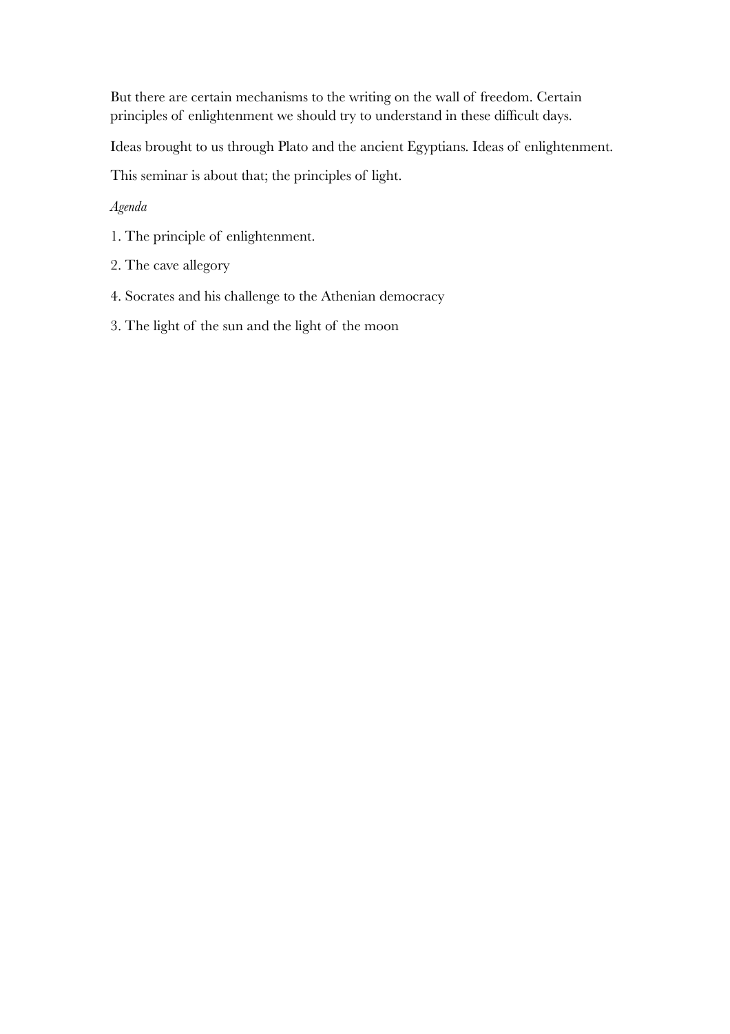But there are certain mechanisms to the writing on the wall of freedom. Certain principles of enlightenment we should try to understand in these difficult days.

Ideas brought to us through Plato and the ancient Egyptians. Ideas of enlightenment.

This seminar is about that; the principles of light.

*Agenda*

1. The principle of enlightenment.

2. The cave allegory

4. Socrates and his challenge to the Athenian democracy

3. The light of the sun and the light of the moon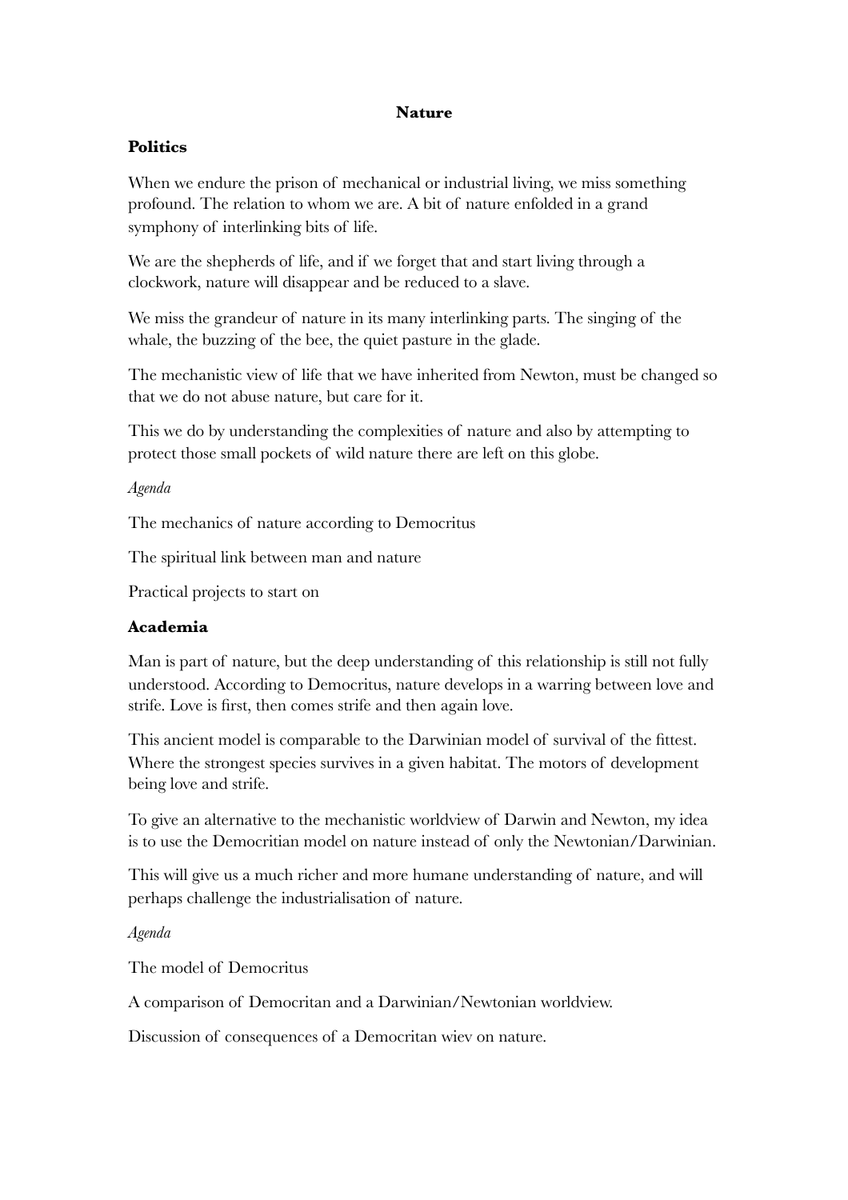# Nature

## Politics

When we endure the prison of mechanical or industrial living, we miss something profound. The relation to whom we are. A bit of nature enfolded in a grand symphony of interlinking bits of life.

We are the shepherds of life, and if we forget that and start living through a clockwork, nature will disappear and be reduced to a slave.

We miss the grandeur of nature in its many interlinking parts. The singing of the whale, the buzzing of the bee, the quiet pasture in the glade.

The mechanistic view of life that we have inherited from Newton, must be changed so that we do not abuse nature, but care for it.

This we do by understanding the complexities of nature and also by attempting to protect those small pockets of wild nature there are left on this globe.

*Agenda*

The mechanics of nature according to Democritus

The spiritual link between man and nature

Practical projects to start on

## Academia

Man is part of nature, but the deep understanding of this relationship is still not fully understood. According to Democritus, nature develops in a warring between love and strife. Love is first, then comes strife and then again love.

This ancient model is comparable to the Darwinian model of survival of the fittest. Where the strongest species survives in a given habitat. The motors of development being love and strife.

To give an alternative to the mechanistic worldview of Darwin and Newton, my idea is to use the Democritian model on nature instead of only the Newtonian/Darwinian.

This will give us a much richer and more humane understanding of nature, and will perhaps challenge the industrialisation of nature.

*Agenda*

The model of Democritus

A comparison of Democritan and a Darwinian/Newtonian worldview.

Discussion of consequences of a Democritan wiev on nature.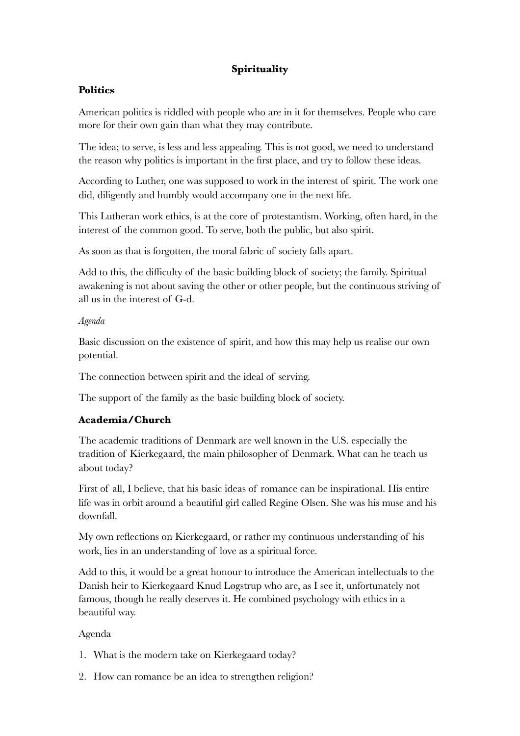# Spirituality

## Politics

American politics is riddled with people who are in it for themselves. People who care more for their own gain than what they may contribute.

The idea; to serve, is less and less appealing. This is not good, we need to understand the reason why politics is important in the first place, and try to follow these ideas.

According to Luther, one was supposed to work in the interest of spirit. The work one did, diligently and humbly would accompany one in the next life.

This Lutheran work ethics, is at the core of protestantism. Working, often hard, in the interest of the common good. To serve, both the public, but also spirit.

As soon as that is forgotten, the moral fabric of society falls apart.

Add to this, the difficulty of the basic building block of society; the family. Spiritual awakening is not about saving the other or other people, but the continuous striving of all us in the interest of G-d.

*Agenda*

Basic discussion on the existence of spirit, and how this may help us realise our own potential.

The connection between spirit and the ideal of serving.

The support of the family as the basic building block of society.

## Academia/Church

The academic traditions of Denmark are well known in the U.S. especially the tradition of Kierkegaard, the main philosopher of Denmark. What can he teach us about today?

First of all, I believe, that his basic ideas of romance can be inspirational. His entire life was in orbit around a beautiful girl called Regine Olsen. She was his muse and his downfall.

My own reflections on Kierkegaard, or rather my continuous understanding of his work, lies in an understanding of love as a spiritual force.

Add to this, it would be a great honour to introduce the American intellectuals to the Danish heir to Kierkegaard Knud Løgstrup who are, as I see it, unfortunately not famous, though he really deserves it. He combined psychology with ethics in a beautiful way.

Agenda

1. What is the modern take on Kierkegaard today?
2. How can romance be an idea to strengthen religion?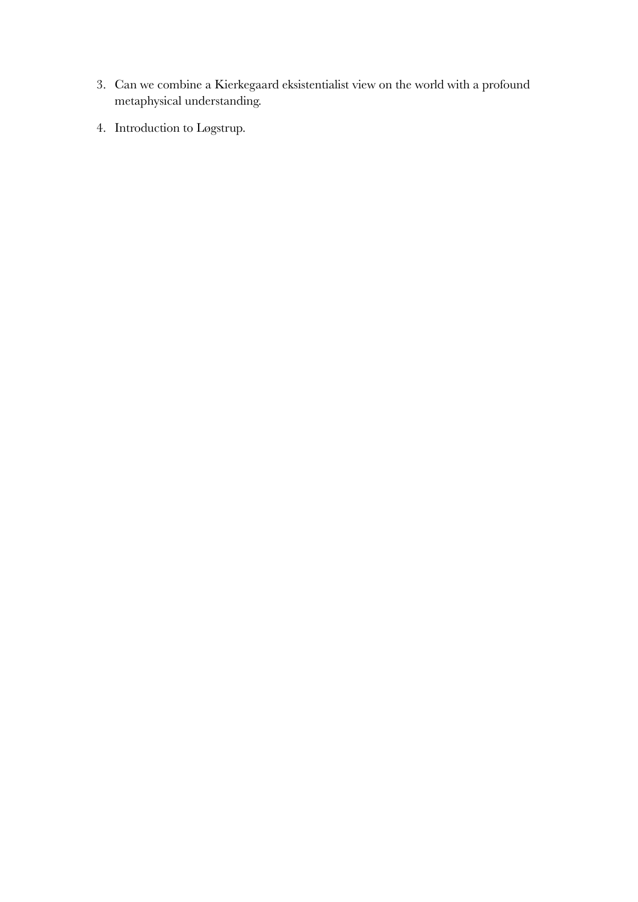3. Can we combine a Kierkegaard eksistentialist view on the world with a profound metaphysical understanding.

4. Introduction to Løgstrup.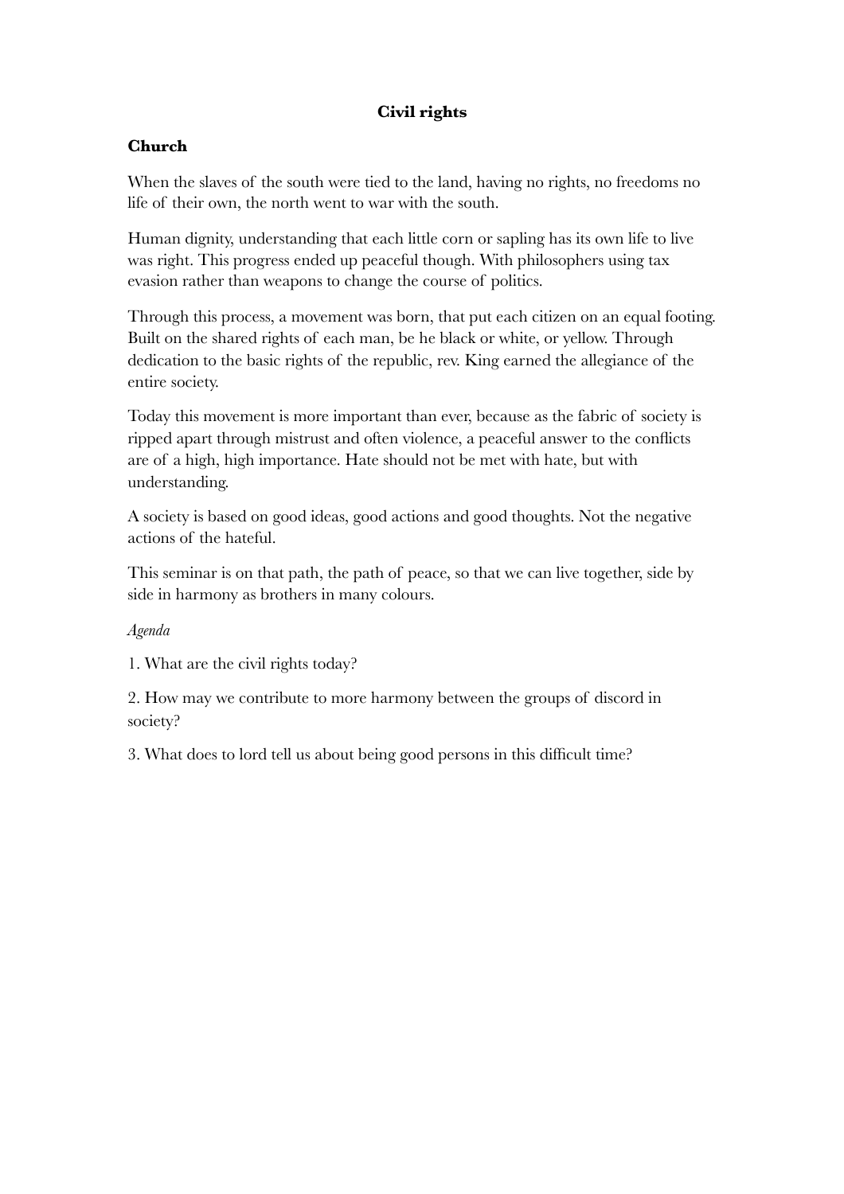# Civil rights

## Church

When the slaves of the south were tied to the land, having no rights, no freedoms no life of their own, the north went to war with the south.

Human dignity, understanding that each little corn or sapling has its own life to live was right. This progress ended up peaceful though. With philosophers using tax evasion rather than weapons to change the course of politics.

Through this process, a movement was born, that put each citizen on an equal footing. Built on the shared rights of each man, be he black or white, or yellow. Through dedication to the basic rights of the republic, rev. King earned the allegiance of the entire society.

Today this movement is more important than ever, because as the fabric of society is ripped apart through mistrust and often violence, a peaceful answer to the conflicts are of a high, high importance. Hate should not be met with hate, but with understanding.

A society is based on good ideas, good actions and good thoughts. Not the negative actions of the hateful.

This seminar is on that path, the path of peace, so that we can live together, side by side in harmony as brothers in many colours.

*Agenda*

1. What are the civil rights today?

2. How may we contribute to more harmony between the groups of discord in society?

3. What does to lord tell us about being good persons in this difficult time?